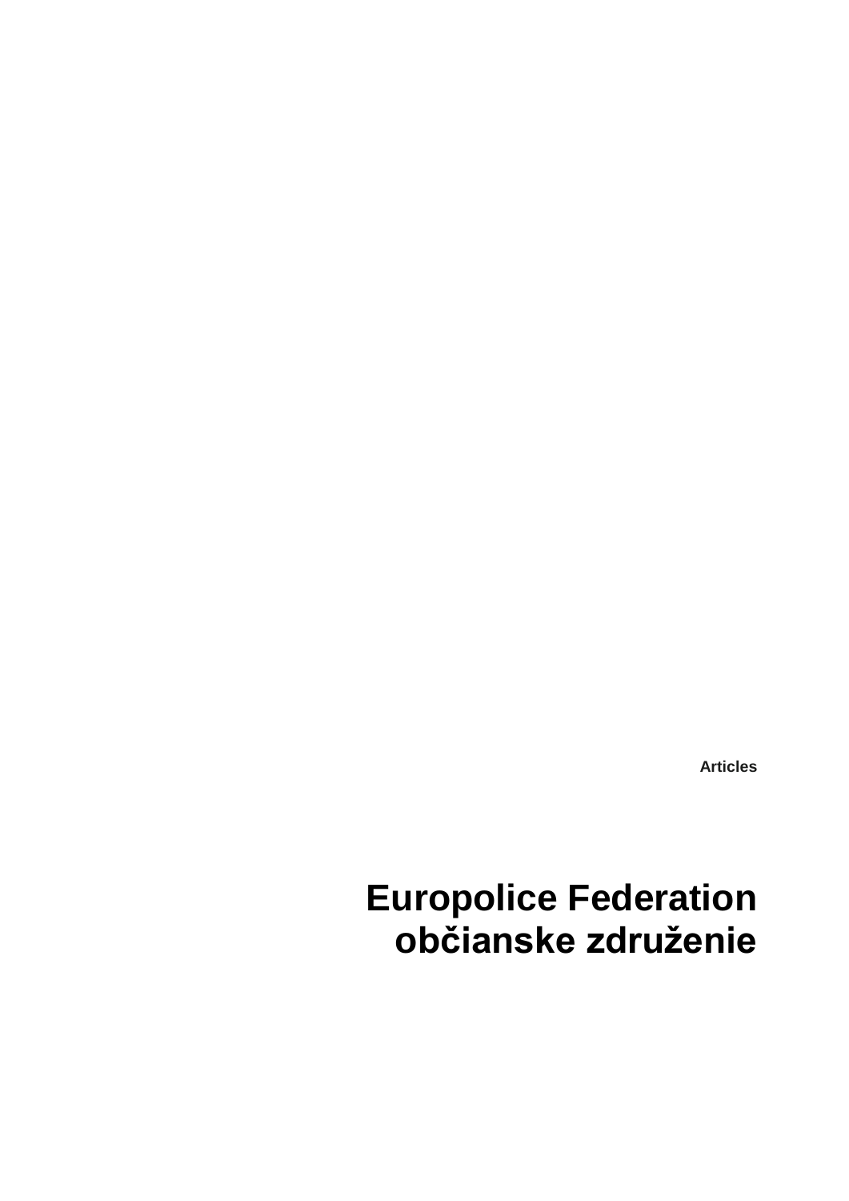**Articles**

# Europolice Federation občianske združenie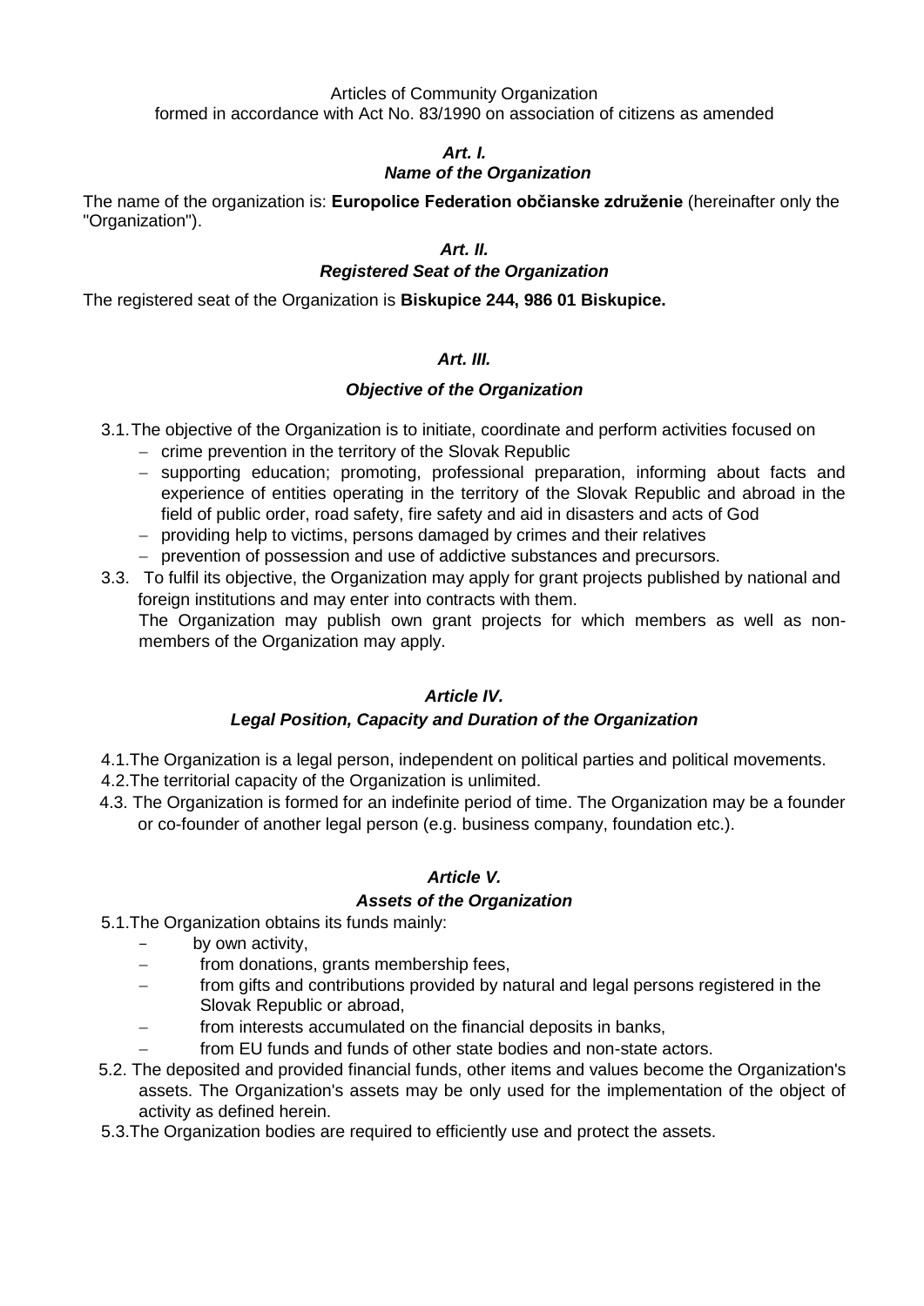Articles of Community Organization
formed in accordance with Act No. 83/1990 on association of citizens as amended

### *Art. I.*
### *Name of the Organization*

The name of the organization is: **Europolice Federation občianske združenie** (hereinafter only the "Organization").

### *Art. II.*
### *Registered Seat of the Organization*

The registered seat of the Organization is **Biskupice 244, 986 01 Biskupice.**

### *Art. III.*
### *Objective of the Organization*

3.1. The objective of the Organization is to initiate, coordinate and perform activities focused on

- crime prevention in the territory of the Slovak Republic
- supporting education; promoting, professional preparation, informing about facts and experience of entities operating in the territory of the Slovak Republic and abroad in the field of public order, road safety, fire safety and aid in disasters and acts of God
- providing help to victims, persons damaged by crimes and their relatives
- prevention of possession and use of addictive substances and precursors.

3.3. To fulfil its objective, the Organization may apply for grant projects published by national and foreign institutions and may enter into contracts with them.
The Organization may publish own grant projects for which members as well as non-members of the Organization may apply.

### *Article IV.*
### *Legal Position, Capacity and Duration of the Organization*

4.1. The Organization is a legal person, independent on political parties and political movements.

4.2. The territorial capacity of the Organization is unlimited.

4.3. The Organization is formed for an indefinite period of time. The Organization may be a founder or co-founder of another legal person (e.g. business company, foundation etc.).

### *Article V.*
### *Assets of the Organization*

5.1. The Organization obtains its funds mainly:

- by own activity,
- from donations, grants membership fees,
- from gifts and contributions provided by natural and legal persons registered in the Slovak Republic or abroad,
- from interests accumulated on the financial deposits in banks,
- from EU funds and funds of other state bodies and non-state actors.

5.2. The deposited and provided financial funds, other items and values become the Organization's assets. The Organization's assets may be only used for the implementation of the object of activity as defined herein.

5.3. The Organization bodies are required to efficiently use and protect the assets.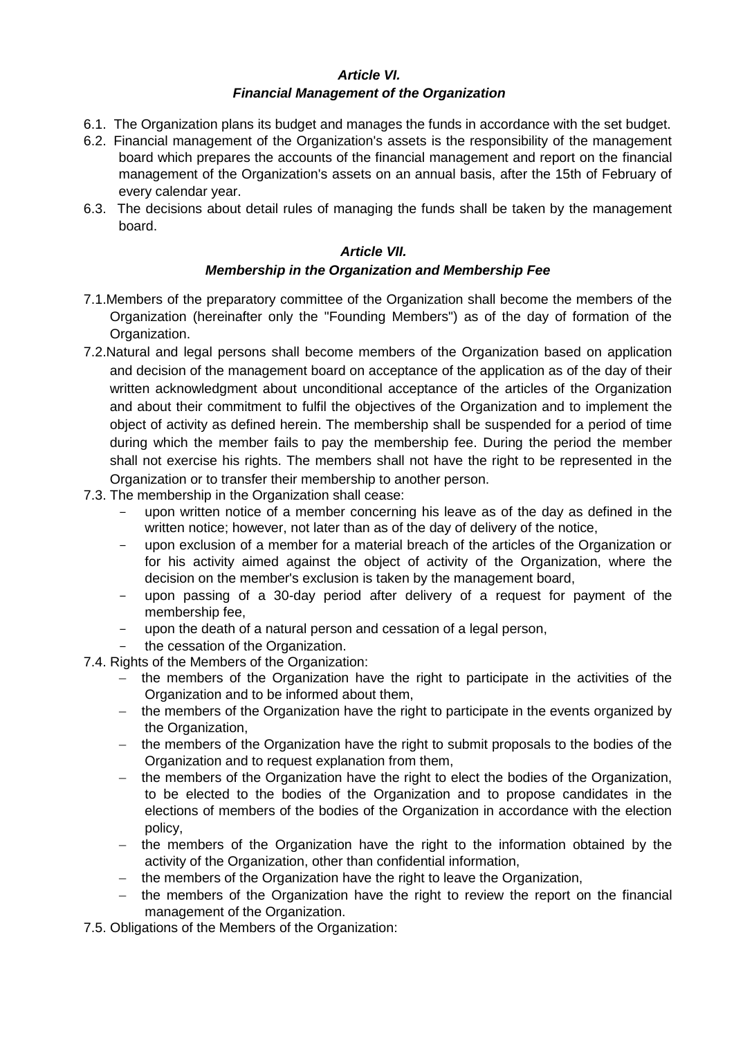### *Article VI.*
### *Financial Management of the Organization*

6.1. The Organization plans its budget and manages the funds in accordance with the set budget.

6.2. Financial management of the Organization's assets is the responsibility of the management board which prepares the accounts of the financial management and report on the financial management of the Organization's assets on an annual basis, after the 15th of February of every calendar year.

6.3. The decisions about detail rules of managing the funds shall be taken by the management board.

### *Article VII.*
### *Membership in the Organization and Membership Fee*

7.1. Members of the preparatory committee of the Organization shall become the members of the Organization (hereinafter only the "Founding Members") as of the day of formation of the Organization.

7.2. Natural and legal persons shall become members of the Organization based on application and decision of the management board on acceptance of the application as of the day of their written acknowledgment about unconditional acceptance of the articles of the Organization and about their commitment to fulfil the objectives of the Organization and to implement the object of activity as defined herein. The membership shall be suspended for a period of time during which the member fails to pay the membership fee. During the period the member shall not exercise his rights. The members shall not have the right to be represented in the Organization or to transfer their membership to another person.

7.3. The membership in the Organization shall cease:

- upon written notice of a member concerning his leave as of the day as defined in the written notice; however, not later than as of the day of delivery of the notice,
- upon exclusion of a member for a material breach of the articles of the Organization or for his activity aimed against the object of activity of the Organization, where the decision on the member's exclusion is taken by the management board,
- upon passing of a 30-day period after delivery of a request for payment of the membership fee,
- upon the death of a natural person and cessation of a legal person,
- the cessation of the Organization.

7.4. Rights of the Members of the Organization:

- the members of the Organization have the right to participate in the activities of the Organization and to be informed about them,
- the members of the Organization have the right to participate in the events organized by the Organization,
- the members of the Organization have the right to submit proposals to the bodies of the Organization and to request explanation from them,
- the members of the Organization have the right to elect the bodies of the Organization, to be elected to the bodies of the Organization and to propose candidates in the elections of members of the bodies of the Organization in accordance with the election policy,
- the members of the Organization have the right to the information obtained by the activity of the Organization, other than confidential information,
- the members of the Organization have the right to leave the Organization,
- the members of the Organization have the right to review the report on the financial management of the Organization.

7.5. Obligations of the Members of the Organization: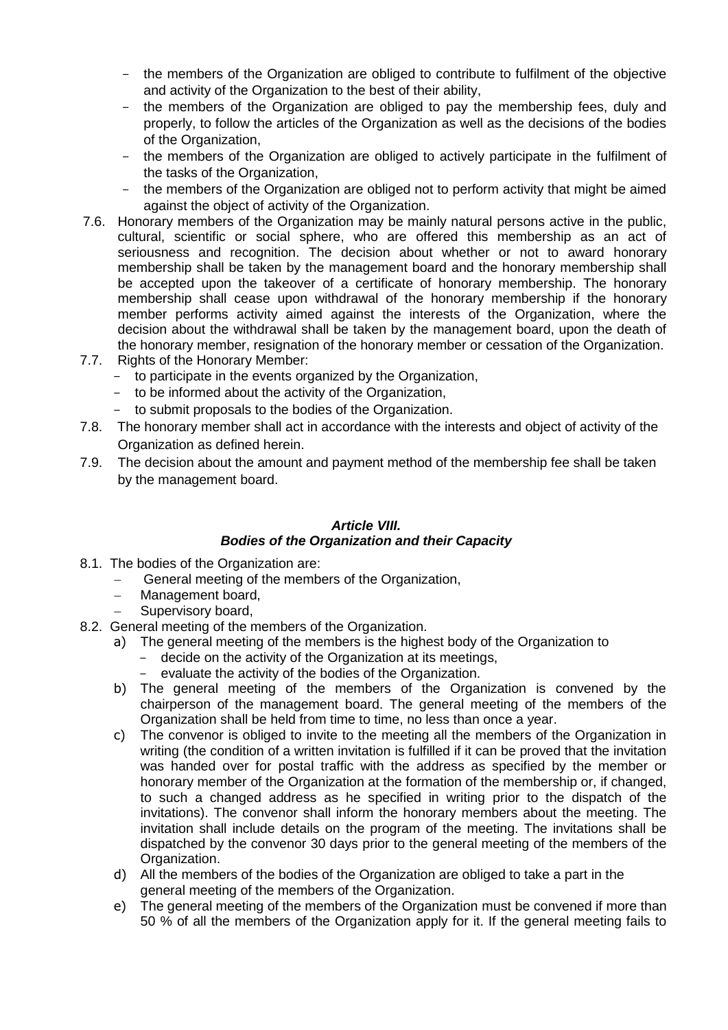- the members of the Organization are obliged to contribute to fulfilment of the objective and activity of the Organization to the best of their ability,
- the members of the Organization are obliged to pay the membership fees, duly and properly, to follow the articles of the Organization as well as the decisions of the bodies of the Organization,
- the members of the Organization are obliged to actively participate in the fulfilment of the tasks of the Organization,
- the members of the Organization are obliged not to perform activity that might be aimed against the object of activity of the Organization.

7.6. Honorary members of the Organization may be mainly natural persons active in the public, cultural, scientific or social sphere, who are offered this membership as an act of seriousness and recognition. The decision about whether or not to award honorary membership shall be taken by the management board and the honorary membership shall be accepted upon the takeover of a certificate of honorary membership. The honorary membership shall cease upon withdrawal of the honorary membership if the honorary member performs activity aimed against the interests of the Organization, where the decision about the withdrawal shall be taken by the management board, upon the death of the honorary member, resignation of the honorary member or cessation of the Organization.

7.7. Rights of the Honorary Member:
- to participate in the events organized by the Organization,
- to be informed about the activity of the Organization,
- to submit proposals to the bodies of the Organization.

7.8. The honorary member shall act in accordance with the interests and object of activity of the Organization as defined herein.

7.9. The decision about the amount and payment method of the membership fee shall be taken by the management board.

### *Article VIII.*
### *Bodies of the Organization and their Capacity*

8.1. The bodies of the Organization are:
- General meeting of the members of the Organization,
- Management board,
- Supervisory board,

8.2. General meeting of the members of the Organization.

a) The general meeting of the members is the highest body of the Organization to
   - decide on the activity of the Organization at its meetings,
   - evaluate the activity of the bodies of the Organization.

b) The general meeting of the members of the Organization is convened by the chairperson of the management board. The general meeting of the members of the Organization shall be held from time to time, no less than once a year.

c) The convenor is obliged to invite to the meeting all the members of the Organization in writing (the condition of a written invitation is fulfilled if it can be proved that the invitation was handed over for postal traffic with the address as specified by the member or honorary member of the Organization at the formation of the membership or, if changed, to such a changed address as he specified in writing prior to the dispatch of the invitations). The convenor shall inform the honorary members about the meeting. The invitation shall include details on the program of the meeting. The invitations shall be dispatched by the convenor 30 days prior to the general meeting of the members of the Organization.

d) All the members of the bodies of the Organization are obliged to take a part in the general meeting of the members of the Organization.

e) The general meeting of the members of the Organization must be convened if more than 50 % of all the members of the Organization apply for it. If the general meeting fails to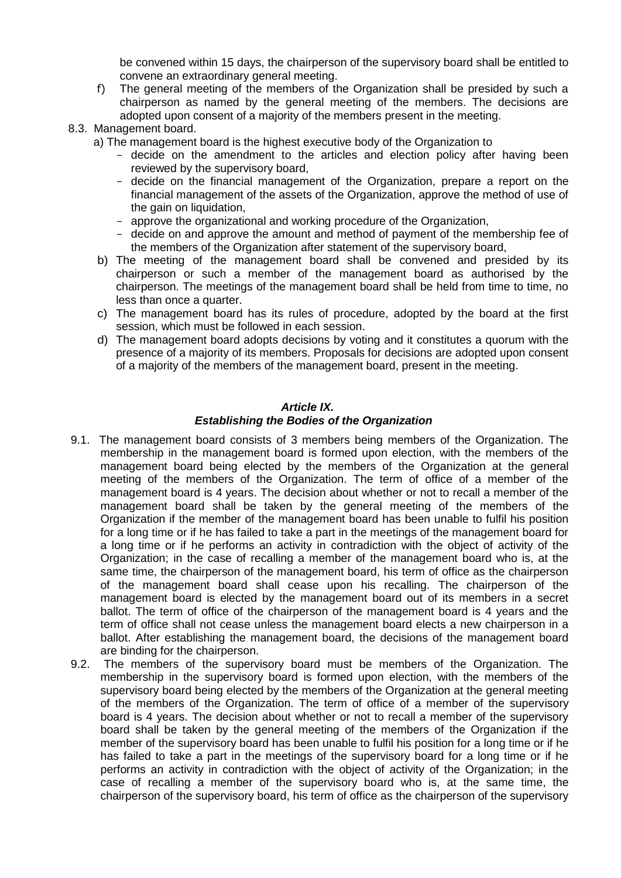be convened within 15 days, the chairperson of the supervisory board shall be entitled to convene an extraordinary general meeting.

f) The general meeting of the members of the Organization shall be presided by such a chairperson as named by the general meeting of the members. The decisions are adopted upon consent of a majority of the members present in the meeting.

8.3. Management board.

a) The management board is the highest executive body of the Organization to
   - decide on the amendment to the articles and election policy after having been reviewed by the supervisory board,
   - decide on the financial management of the Organization, prepare a report on the financial management of the assets of the Organization, approve the method of use of the gain on liquidation,
   - approve the organizational and working procedure of the Organization,
   - decide on and approve the amount and method of payment of the membership fee of the members of the Organization after statement of the supervisory board,

b) The meeting of the management board shall be convened and presided by its chairperson or such a member of the management board as authorised by the chairperson. The meetings of the management board shall be held from time to time, no less than once a quarter.

c) The management board has its rules of procedure, adopted by the board at the first session, which must be followed in each session.

d) The management board adopts decisions by voting and it constitutes a quorum with the presence of a majority of its members. Proposals for decisions are adopted upon consent of a majority of the members of the management board, present in the meeting.

### *Article IX.*
### *Establishing the Bodies of the Organization*

9.1. The management board consists of 3 members being members of the Organization. The membership in the management board is formed upon election, with the members of the management board being elected by the members of the Organization at the general meeting of the members of the Organization. The term of office of a member of the management board is 4 years. The decision about whether or not to recall a member of the management board shall be taken by the general meeting of the members of the Organization if the member of the management board has been unable to fulfil his position for a long time or if he has failed to take a part in the meetings of the management board for a long time or if he performs an activity in contradiction with the object of activity of the Organization; in the case of recalling a member of the management board who is, at the same time, the chairperson of the management board, his term of office as the chairperson of the management board shall cease upon his recalling. The chairperson of the management board is elected by the management board out of its members in a secret ballot. The term of office of the chairperson of the management board is 4 years and the term of office shall not cease unless the management board elects a new chairperson in a ballot. After establishing the management board, the decisions of the management board are binding for the chairperson.

9.2. The members of the supervisory board must be members of the Organization. The membership in the supervisory board is formed upon election, with the members of the supervisory board being elected by the members of the Organization at the general meeting of the members of the Organization. The term of office of a member of the supervisory board is 4 years. The decision about whether or not to recall a member of the supervisory board shall be taken by the general meeting of the members of the Organization if the member of the supervisory board has been unable to fulfil his position for a long time or if he has failed to take a part in the meetings of the supervisory board for a long time or if he performs an activity in contradiction with the object of activity of the Organization; in the case of recalling a member of the supervisory board who is, at the same time, the chairperson of the supervisory board, his term of office as the chairperson of the supervisory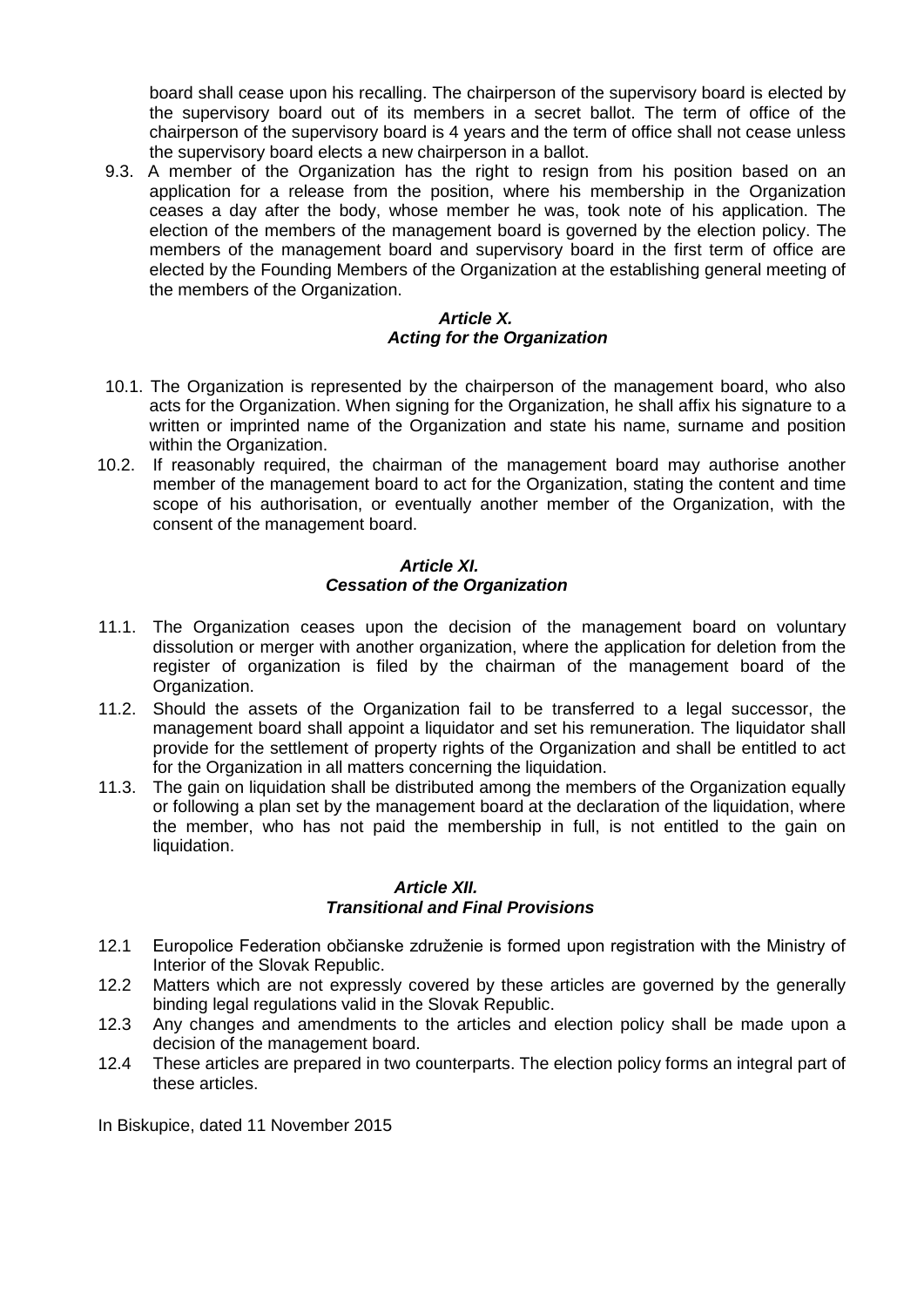board shall cease upon his recalling. The chairperson of the supervisory board is elected by the supervisory board out of its members in a secret ballot. The term of office of the chairperson of the supervisory board is 4 years and the term of office shall not cease unless the supervisory board elects a new chairperson in a ballot.

9.3. A member of the Organization has the right to resign from his position based on an application for a release from the position, where his membership in the Organization ceases a day after the body, whose member he was, took note of his application. The election of the members of the management board is governed by the election policy. The members of the management board and supervisory board in the first term of office are elected by the Founding Members of the Organization at the establishing general meeting of the members of the Organization.

### *Article X.*
### *Acting for the Organization*

10.1. The Organization is represented by the chairperson of the management board, who also acts for the Organization. When signing for the Organization, he shall affix his signature to a written or imprinted name of the Organization and state his name, surname and position within the Organization.

10.2. If reasonably required, the chairman of the management board may authorise another member of the management board to act for the Organization, stating the content and time scope of his authorisation, or eventually another member of the Organization, with the consent of the management board.

### *Article XI.*
### *Cessation of the Organization*

11.1. The Organization ceases upon the decision of the management board on voluntary dissolution or merger with another organization, where the application for deletion from the register of organization is filed by the chairman of the management board of the Organization.

11.2. Should the assets of the Organization fail to be transferred to a legal successor, the management board shall appoint a liquidator and set his remuneration. The liquidator shall provide for the settlement of property rights of the Organization and shall be entitled to act for the Organization in all matters concerning the liquidation.

11.3. The gain on liquidation shall be distributed among the members of the Organization equally or following a plan set by the management board at the declaration of the liquidation, where the member, who has not paid the membership in full, is not entitled to the gain on liquidation.

### *Article XII.*
### *Transitional and Final Provisions*

12.1 Europolice Federation občianske združenie is formed upon registration with the Ministry of Interior of the Slovak Republic.

12.2 Matters which are not expressly covered by these articles are governed by the generally binding legal regulations valid in the Slovak Republic.

12.3 Any changes and amendments to the articles and election policy shall be made upon a decision of the management board.

12.4 These articles are prepared in two counterparts. The election policy forms an integral part of these articles.

In Biskupice, dated 11 November 2015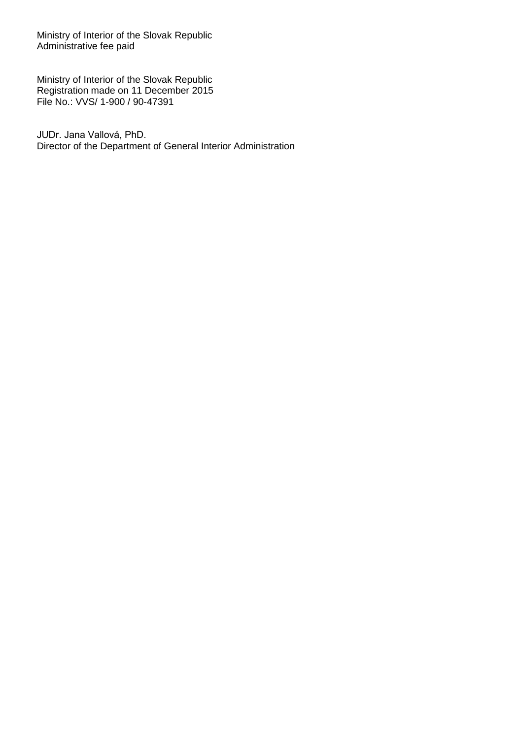Ministry of Interior of the Slovak Republic
Administrative fee paid

Ministry of Interior of the Slovak Republic
Registration made on 11 December 2015
File No.: VVS/ 1-900 / 90-47391

JUDr. Jana Vallová, PhD.
Director of the Department of General Interior Administration